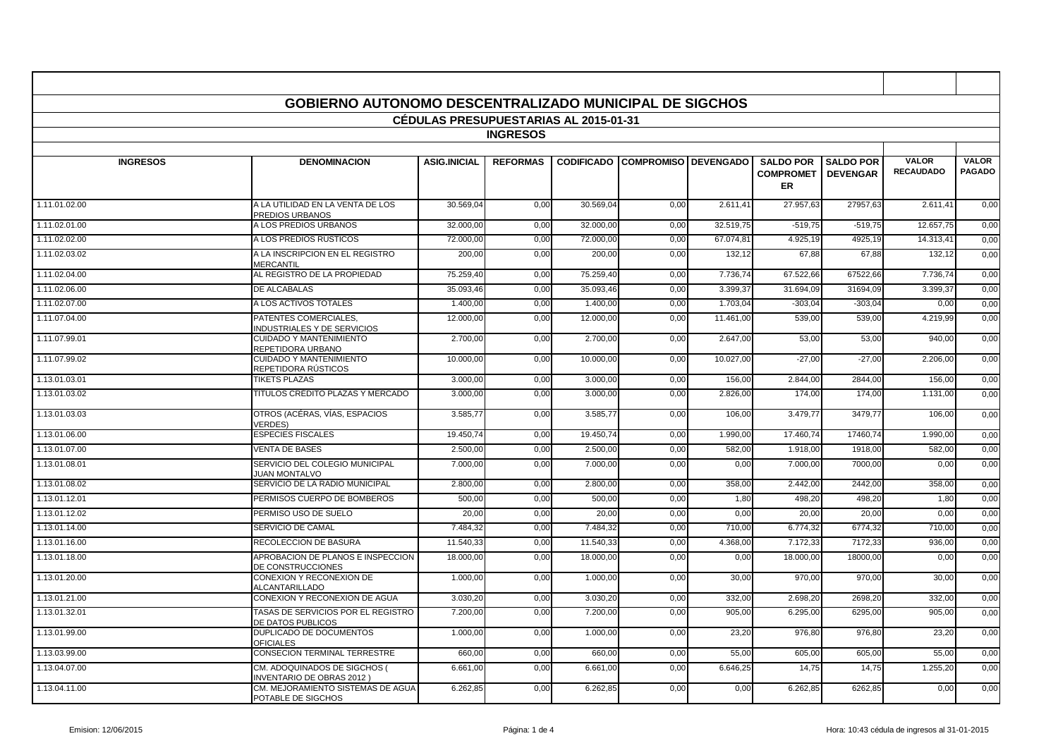# GOBIERNO AUTONOMO DESCENTRALIZADO MUNICIPAL DE SIGCHOS

## CÉDULAS PRESUPUESTARIAS AL 2015-01-31

### INGRESOS

| INGRESOS | DENOMINACION | ASIG.INICIAL | REFORMAS | CODIFICADO | COMPROMISO | DEVENGADO | SALDO POR COMPROMETER | SALDO POR DEVENGAR | VALOR RECAUDADO | VALOR PAGADO |
|---|---|---|---|---|---|---|---|---|---|---|
| 1.11.01.02.00 | A LA UTILIDAD EN LA VENTA DE LOS PREDIOS URBANOS | 30.569,04 | 0,00 | 30.569,04 | 0,00 | 2.611,41 | 27.957,63 | 27957,63 | 2.611,41 | 0,00 |
| 1.11.02.01.00 | A LOS PREDIOS URBANOS | 32.000,00 | 0,00 | 32.000,00 | 0,00 | 32.519,75 | -519,75 | -519,75 | 12.657,75 | 0,00 |
| 1.11.02.02.00 | A LOS PREDIOS RUSTICOS | 72.000,00 | 0,00 | 72.000,00 | 0,00 | 67.074,81 | 4.925,19 | 4925,19 | 14.313,41 | 0,00 |
| 1.11.02.03.02 | A LA INSCRIPCION EN EL REGISTRO MERCANTIL | 200,00 | 0,00 | 200,00 | 0,00 | 132,12 | 67,88 | 67,88 | 132,12 | 0,00 |
| 1.11.02.04.00 | AL REGISTRO DE LA PROPIEDAD | 75.259,40 | 0,00 | 75.259,40 | 0,00 | 7.736,74 | 67.522,66 | 67522,66 | 7.736,74 | 0,00 |
| 1.11.02.06.00 | DE ALCABALAS | 35.093,46 | 0,00 | 35.093,46 | 0,00 | 3.399,37 | 31.694,09 | 31694,09 | 3.399,37 | 0,00 |
| 1.11.02.07.00 | A LOS ACTIVOS TOTALES | 1.400,00 | 0,00 | 1.400,00 | 0,00 | 1.703,04 | -303,04 | -303,04 | 0,00 | 0,00 |
| 1.11.07.04.00 | PATENTES COMERCIALES, INDUSTRIALES Y DE SERVICIOS | 12.000,00 | 0,00 | 12.000,00 | 0,00 | 11.461,00 | 539,00 | 539,00 | 4.219,99 | 0,00 |
| 1.11.07.99.01 | CUIDADO Y MANTENIMIENTO REPETIDORA URBANO | 2.700,00 | 0,00 | 2.700,00 | 0,00 | 2.647,00 | 53,00 | 53,00 | 940,00 | 0,00 |
| 1.11.07.99.02 | CUIDADO Y MANTENIMIENTO REPETIDORA RÚSTICOS | 10.000,00 | 0,00 | 10.000,00 | 0,00 | 10.027,00 | -27,00 | -27,00 | 2.206,00 | 0,00 |
| 1.13.01.03.01 | TIKETS PLAZAS | 3.000,00 | 0,00 | 3.000,00 | 0,00 | 156,00 | 2.844,00 | 2844,00 | 156,00 | 0,00 |
| 1.13.01.03.02 | TITULOS CRÉDITO PLAZAS Y MERCADO | 3.000,00 | 0,00 | 3.000,00 | 0,00 | 2.826,00 | 174,00 | 174,00 | 1.131,00 | 0,00 |
| 1.13.01.03.03 | OTROS (ACÉRAS, VÍAS, ESPACIOS VERDES) | 3.585,77 | 0,00 | 3.585,77 | 0,00 | 106,00 | 3.479,77 | 3479,77 | 106,00 | 0,00 |
| 1.13.01.06.00 | ESPECIES FISCALES | 19.450,74 | 0,00 | 19.450,74 | 0,00 | 1.990,00 | 17.460,74 | 17460,74 | 1.990,00 | 0,00 |
| 1.13.01.07.00 | VENTA DE BASES | 2.500,00 | 0,00 | 2.500,00 | 0,00 | 582,00 | 1.918,00 | 1918,00 | 582,00 | 0,00 |
| 1.13.01.08.01 | SERVICIO DEL COLEGIO MUNICIPAL JUAN MONTALVO | 7.000,00 | 0,00 | 7.000,00 | 0,00 | 0,00 | 7.000,00 | 7000,00 | 0,00 | 0,00 |
| 1.13.01.08.02 | SERVICIO DE LA RADIO MUNICIPAL | 2.800,00 | 0,00 | 2.800,00 | 0,00 | 358,00 | 2.442,00 | 2442,00 | 358,00 | 0,00 |
| 1.13.01.12.01 | PERMISOS CUERPO DE BOMBEROS | 500,00 | 0,00 | 500,00 | 0,00 | 1,80 | 498,20 | 498,20 | 1,80 | 0,00 |
| 1.13.01.12.02 | PERMISO USO DE SUELO | 20,00 | 0,00 | 20,00 | 0,00 | 0,00 | 20,00 | 20,00 | 0,00 | 0,00 |
| 1.13.01.14.00 | SERVICIO DE CAMAL | 7.484,32 | 0,00 | 7.484,32 | 0,00 | 710,00 | 6.774,32 | 6774,32 | 710,00 | 0,00 |
| 1.13.01.16.00 | RECOLECCION DE BASURA | 11.540,33 | 0,00 | 11.540,33 | 0,00 | 4.368,00 | 7.172,33 | 7172,33 | 936,00 | 0,00 |
| 1.13.01.18.00 | APROBACION DE PLANOS E INSPECCION DE CONSTRUCCIONES | 18.000,00 | 0,00 | 18.000,00 | 0,00 | 0,00 | 18.000,00 | 18000,00 | 0,00 | 0,00 |
| 1.13.01.20.00 | CONEXION Y RECONEXION DE ALCANTARILLADO | 1.000,00 | 0,00 | 1.000,00 | 0,00 | 30,00 | 970,00 | 970,00 | 30,00 | 0,00 |
| 1.13.01.21.00 | CONEXION Y RECONEXION DE AGUA | 3.030,20 | 0,00 | 3.030,20 | 0,00 | 332,00 | 2.698,20 | 2698,20 | 332,00 | 0,00 |
| 1.13.01.32.01 | TASAS DE SERVICIOS POR EL REGISTRO DE DATOS PUBLICOS | 7.200,00 | 0,00 | 7.200,00 | 0,00 | 905,00 | 6.295,00 | 6295,00 | 905,00 | 0,00 |
| 1.13.01.99.00 | DUPLICADO DE DOCUMENTOS OFICIALES | 1.000,00 | 0,00 | 1.000,00 | 0,00 | 23,20 | 976,80 | 976,80 | 23,20 | 0,00 |
| 1.13.03.99.00 | CONSECION TERMINAL TERRESTRE | 660,00 | 0,00 | 660,00 | 0,00 | 55,00 | 605,00 | 605,00 | 55,00 | 0,00 |
| 1.13.04.07.00 | CM. ADOQUINADOS DE SIGCHOS ( INVENTARIO DE OBRAS 2012 ) | 6.661,00 | 0,00 | 6.661,00 | 0,00 | 6.646,25 | 14,75 | 14,75 | 1.255,20 | 0,00 |
| 1.13.04.11.00 | CM. MEJORAMIENTO SISTEMAS DE AGUA POTABLE DE SIGCHOS | 6.262,85 | 0,00 | 6.262,85 | 0,00 | 0,00 | 6.262,85 | 6262,85 | 0,00 | 0,00 |

Emision: 12/06/2015 | Hora: 10:43 cédula de ingresos al 31-01-2015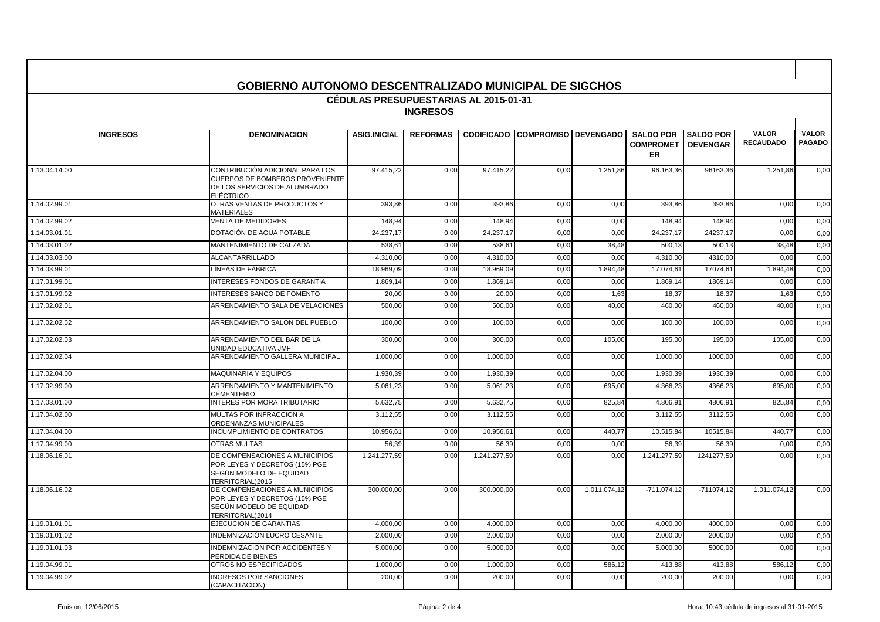## GOBIERNO AUTONOMO DESCENTRALIZADO MUNICIPAL DE SIGCHOS

### CÉDULAS PRESUPUESTARIAS AL 2015-01-31

### INGRESOS

| INGRESOS | DENOMINACION | ASIG.INICIAL | REFORMAS | CODIFICADO | COMPROMISO | DEVENGADO | SALDO POR COMPROMETER | SALDO POR DEVENGAR | VALOR RECAUDADO | VALOR PAGADO |
|---|---|---|---|---|---|---|---|---|---|---|
| 1.13.04.14.00 | CONTRIBUCIÓN ADICIONAL PARA LOS CUERPOS DE BOMBEROS PROVENIENTE DE LOS SERVICIOS DE ALUMBRADO ELÉCTRICO | 97.415,22 | 0,00 | 97.415,22 | 0,00 | 1.251,86 | 96.163,36 | 96163,36 | 1.251,86 | 0,00 |
| 1.14.02.99.01 | OTRAS VENTAS DE PRODUCTOS Y MATERIALES | 393,86 | 0,00 | 393,86 | 0,00 | 0,00 | 393,86 | 393,86 | 0,00 | 0,00 |
| 1.14.02.99.02 | VENTA DE MEDIDORES | 148,94 | 0,00 | 148,94 | 0,00 | 0,00 | 148,94 | 148,94 | 0,00 | 0,00 |
| 1.14.03.01.01 | DOTACIÓN DE AGUA POTABLE | 24.237,17 | 0,00 | 24.237,17 | 0,00 | 0,00 | 24.237,17 | 24237,17 | 0,00 | 0,00 |
| 1.14.03.01.02 | MANTENIMIENTO DE CALZADA | 538,61 | 0,00 | 538,61 | 0,00 | 38,48 | 500,13 | 500,13 | 38,48 | 0,00 |
| 1.14.03.03.00 | ALCANTARRILLADO | 4.310,00 | 0,00 | 4.310,00 | 0,00 | 0,00 | 4.310,00 | 4310,00 | 0,00 | 0,00 |
| 1.14.03.99.01 | LÍNEAS DE FÁBRICA | 18.969,09 | 0,00 | 18.969,09 | 0,00 | 1.894,48 | 17.074,61 | 17074,61 | 1.894,48 | 0,00 |
| 1.17.01.99.01 | INTERESES FONDOS DE GARANTIA | 1.869,14 | 0,00 | 1.869,14 | 0,00 | 0,00 | 1.869,14 | 1869,14 | 0,00 | 0,00 |
| 1.17.01.99.02 | INTERESES BANCO DE FOMENTO | 20,00 | 0,00 | 20,00 | 0,00 | 1,63 | 18,37 | 18,37 | 1,63 | 0,00 |
| 1.17.02.02.01 | ARRENDAMIENTO SALA DE VELACIONES | 500,00 | 0,00 | 500,00 | 0,00 | 40,00 | 460,00 | 460,00 | 40,00 | 0,00 |
| 1.17.02.02.02 | ARRENDAMIENTO SALON DEL PUEBLO | 100,00 | 0,00 | 100,00 | 0,00 | 0,00 | 100,00 | 100,00 | 0,00 | 0,00 |
| 1.17.02.02.03 | ARRENDAMIENTO DEL BAR DE LA UNIDAD EDUCATIVA JMF | 300,00 | 0,00 | 300,00 | 0,00 | 105,00 | 195,00 | 195,00 | 105,00 | 0,00 |
| 1.17.02.02.04 | ARRENDAMIENTO GALLERA MUNICIPAL | 1.000,00 | 0,00 | 1.000,00 | 0,00 | 0,00 | 1.000,00 | 1000,00 | 0,00 | 0,00 |
| 1.17.02.04.00 | MAQUINARIA Y EQUIPOS | 1.930,39 | 0,00 | 1.930,39 | 0,00 | 0,00 | 1.930,39 | 1930,39 | 0,00 | 0,00 |
| 1.17.02.99.00 | ARRENDAMIENTO Y MANTENIMIENTO CEMENTERIO | 5.061,23 | 0,00 | 5.061,23 | 0,00 | 695,00 | 4.366,23 | 4366,23 | 695,00 | 0,00 |
| 1.17.03.01.00 | INTERES POR MORA TRIBUTARIO | 5.632,75 | 0,00 | 5.632,75 | 0,00 | 825,84 | 4.806,91 | 4806,91 | 825,84 | 0,00 |
| 1.17.04.02.00 | MULTAS POR INFRACCION A ORDENANZAS MUNICIPALES | 3.112,55 | 0,00 | 3.112,55 | 0,00 | 0,00 | 3.112,55 | 3112,55 | 0,00 | 0,00 |
| 1.17.04.04.00 | INCUMPLIMIENTO DE CONTRATOS | 10.956,61 | 0,00 | 10.956,61 | 0,00 | 440,77 | 10.515,84 | 10515,84 | 440,77 | 0,00 |
| 1.17.04.99.00 | OTRAS MULTAS | 56,39 | 0,00 | 56,39 | 0,00 | 0,00 | 56,39 | 56,39 | 0,00 | 0,00 |
| 1.18.06.16.01 | DE COMPENSACIONES A MUNICIPIOS POR LEYES Y DECRETOS (15% PGE SEGÚN MODELO DE EQUIDAD TERRITORIAL)2015 | 1.241.277,59 | 0,00 | 1.241.277,59 | 0,00 | 0,00 | 1.241.277,59 | 1241277,59 | 0,00 | 0,00 |
| 1.18.06.16.02 | DE COMPENSACIONES A MUNICIPIOS POR LEYES Y DECRETOS (15% PGE SEGÚN MODELO DE EQUIDAD TERRITORIAL)2014 | 300.000,00 | 0,00 | 300.000,00 | 0,00 | 1.011.074,12 | -711.074,12 | -711074,12 | 1.011.074,12 | 0,00 |
| 1.19.01.01.01 | EJECUCION DE GARANTIAS | 4.000,00 | 0,00 | 4.000,00 | 0,00 | 0,00 | 4.000,00 | 4000,00 | 0,00 | 0,00 |
| 1.19.01.01.02 | INDEMNIZACION LUCRO CESANTE | 2.000,00 | 0,00 | 2.000,00 | 0,00 | 0,00 | 2.000,00 | 2000,00 | 0,00 | 0,00 |
| 1.19.01.01.03 | INDEMNIZACION POR ACCIDENTES Y PERDIDA DE BIENES | 5.000,00 | 0,00 | 5.000,00 | 0,00 | 0,00 | 5.000,00 | 5000,00 | 0,00 | 0,00 |
| 1.19.04.99.01 | OTROS NO ESPECIFICADOS | 1.000,00 | 0,00 | 1.000,00 | 0,00 | 586,12 | 413,88 | 413,88 | 586,12 | 0,00 |
| 1.19.04.99.02 | INGRESOS POR SANCIONES (CAPACITACION) | 200,00 | 0,00 | 200,00 | 0,00 | 0,00 | 200,00 | 200,00 | 0,00 | 0,00 |

Emision: 12/06/2015 — Hora: 10:43 cédula de ingresos al 31-01-2015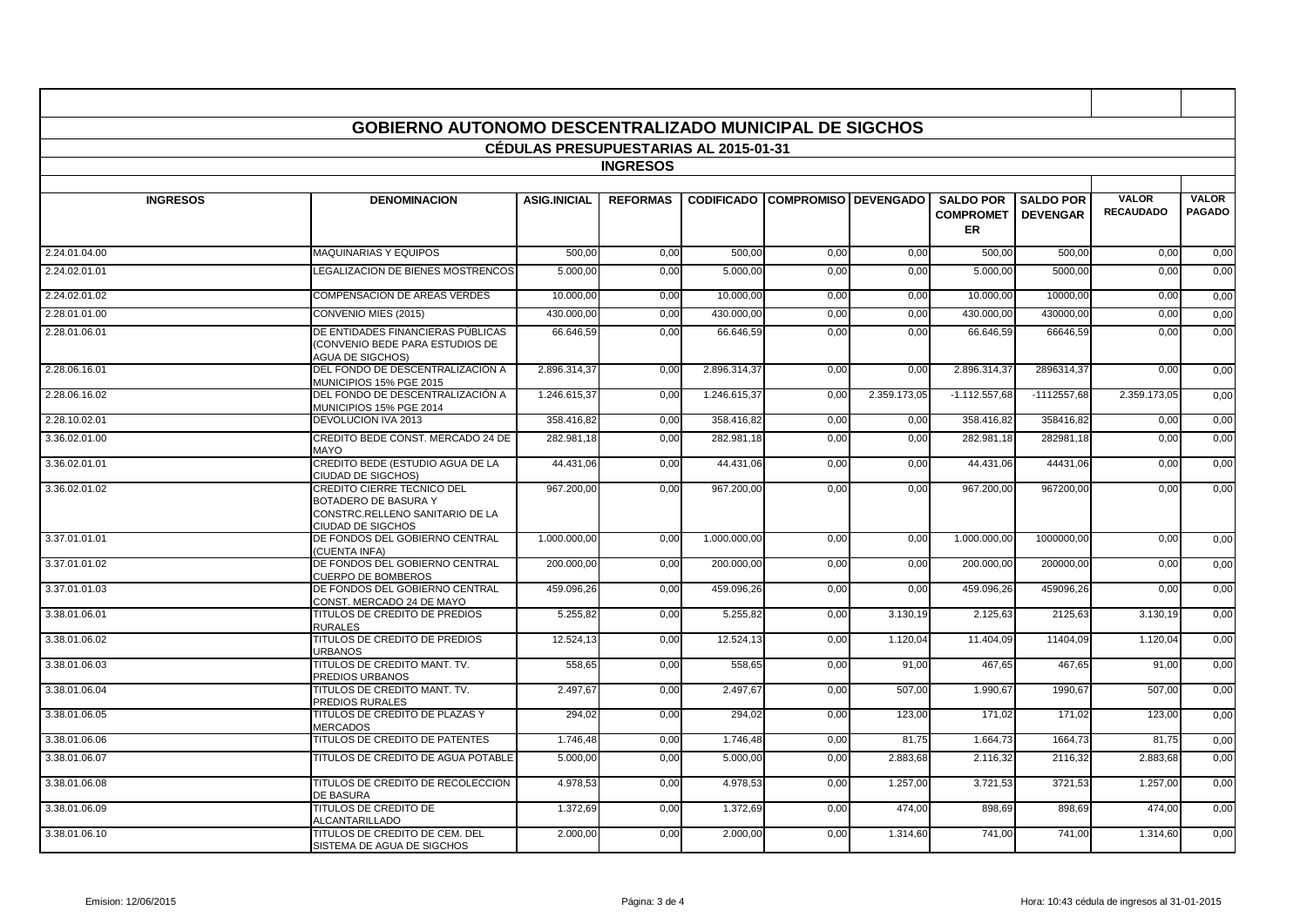## GOBIERNO AUTONOMO DESCENTRALIZADO MUNICIPAL DE SIGCHOS

### CÉDULAS PRESUPUESTARIAS AL 2015-01-31

### INGRESOS

| INGRESOS | DENOMINACION | ASIG.INICIAL | REFORMAS | CODIFICADO | COMPROMISO | DEVENGADO | SALDO POR COMPROMETER | SALDO POR DEVENGAR | VALOR RECAUDADO | VALOR PAGADO |
|---|---|---|---|---|---|---|---|---|---|---|
| 2.24.01.04.00 | MAQUINARIAS Y EQUIPOS | 500,00 | 0,00 | 500,00 | 0,00 | 0,00 | 500,00 | 500,00 | 0,00 | 0,00 |
| 2.24.02.01.01 | LEGALIZACION DE BIENES MOSTRENCOS | 5.000,00 | 0,00 | 5.000,00 | 0,00 | 0,00 | 5.000,00 | 5000,00 | 0,00 | 0,00 |
| 2.24.02.01.02 | COMPENSACION DE AREAS VERDES | 10.000,00 | 0,00 | 10.000,00 | 0,00 | 0,00 | 10.000,00 | 10000,00 | 0,00 | 0,00 |
| 2.28.01.01.00 | CONVENIO MIES (2015) | 430.000,00 | 0,00 | 430.000,00 | 0,00 | 0,00 | 430.000,00 | 430000,00 | 0,00 | 0,00 |
| 2.28.01.06.01 | DE ENTIDADES FINANCIERAS PÚBLICAS (CONVENIO BEDE PARA ESTUDIOS DE AGUA DE SIGCHOS) | 66.646,59 | 0,00 | 66.646,59 | 0,00 | 0,00 | 66.646,59 | 66646,59 | 0,00 | 0,00 |
| 2.28.06.16.01 | DEL FONDO DE DESCENTRALIZACIÓN A MUNICIPIOS 15% PGE 2015 | 2.896.314,37 | 0,00 | 2.896.314,37 | 0,00 | 0,00 | 2.896.314,37 | 2896314,37 | 0,00 | 0,00 |
| 2.28.06.16.02 | DEL FONDO DE DESCENTRALIZACIÓN A MUNICIPIOS 15% PGE 2014 | 1.246.615,37 | 0,00 | 1.246.615,37 | 0,00 | 2.359.173,05 | -1.112.557,68 | -1112557,68 | 2.359.173,05 | 0,00 |
| 2.28.10.02.01 | DEVOLUCION IVA 2013 | 358.416,82 | 0,00 | 358.416,82 | 0,00 | 0,00 | 358.416,82 | 358416,82 | 0,00 | 0,00 |
| 3.36.02.01.00 | CREDITO BEDE CONST. MERCADO 24 DE MAYO | 282.981,18 | 0,00 | 282.981,18 | 0,00 | 0,00 | 282.981,18 | 282981,18 | 0,00 | 0,00 |
| 3.36.02.01.01 | CREDITO BEDE (ESTUDIO AGUA DE LA CIUDAD DE SIGCHOS) | 44.431,06 | 0,00 | 44.431,06 | 0,00 | 0,00 | 44.431,06 | 44431,06 | 0,00 | 0,00 |
| 3.36.02.01.02 | CREDITO CIERRE TECNICO DEL BOTADERO DE BASURA Y CONSTRC.RELLENO SANITARIO DE LA CIUDAD DE SIGCHOS | 967.200,00 | 0,00 | 967.200,00 | 0,00 | 0,00 | 967.200,00 | 967200,00 | 0,00 | 0,00 |
| 3.37.01.01.01 | DE FONDOS DEL GOBIERNO CENTRAL (CUENTA INFA) | 1.000.000,00 | 0,00 | 1.000.000,00 | 0,00 | 0,00 | 1.000.000,00 | 1000000,00 | 0,00 | 0,00 |
| 3.37.01.01.02 | DE FONDOS DEL GOBIERNO CENTRAL CUERPO DE BOMBEROS | 200.000,00 | 0,00 | 200.000,00 | 0,00 | 0,00 | 200.000,00 | 200000,00 | 0,00 | 0,00 |
| 3.37.01.01.03 | DE FONDOS DEL GOBIERNO CENTRAL CONST. MERCADO 24 DE MAYO | 459.096,26 | 0,00 | 459.096,26 | 0,00 | 0,00 | 459.096,26 | 459096,26 | 0,00 | 0,00 |
| 3.38.01.06.01 | TITULOS DE CREDITO DE PREDIOS RURALES | 5.255,82 | 0,00 | 5.255,82 | 0,00 | 3.130,19 | 2.125,63 | 2125,63 | 3.130,19 | 0,00 |
| 3.38.01.06.02 | TITULOS DE CREDITO DE PREDIOS URBANOS | 12.524,13 | 0,00 | 12.524,13 | 0,00 | 1.120,04 | 11.404,09 | 11404,09 | 1.120,04 | 0,00 |
| 3.38.01.06.03 | TITULOS DE CREDITO MANT. TV. PREDIOS URBANOS | 558,65 | 0,00 | 558,65 | 0,00 | 91,00 | 467,65 | 467,65 | 91,00 | 0,00 |
| 3.38.01.06.04 | TITULOS DE CREDITO MANT. TV. PREDIOS RURALES | 2.497,67 | 0,00 | 2.497,67 | 0,00 | 507,00 | 1.990,67 | 1990,67 | 507,00 | 0,00 |
| 3.38.01.06.05 | TITULOS DE CREDITO DE PLAZAS Y MERCADOS | 294,02 | 0,00 | 294,02 | 0,00 | 123,00 | 171,02 | 171,02 | 123,00 | 0,00 |
| 3.38.01.06.06 | TITULOS DE CREDITO DE PATENTES | 1.746,48 | 0,00 | 1.746,48 | 0,00 | 81,75 | 1.664,73 | 1664,73 | 81,75 | 0,00 |
| 3.38.01.06.07 | TITULOS DE CREDITO DE AGUA POTABLE | 5.000,00 | 0,00 | 5.000,00 | 0,00 | 2.883,68 | 2.116,32 | 2116,32 | 2.883,68 | 0,00 |
| 3.38.01.06.08 | TITULOS DE CREDITO DE RECOLECCION DE BASURA | 4.978,53 | 0,00 | 4.978,53 | 0,00 | 1.257,00 | 3.721,53 | 3721,53 | 1.257,00 | 0,00 |
| 3.38.01.06.09 | TITULOS DE CREDITO DE ALCANTARILLADO | 1.372,69 | 0,00 | 1.372,69 | 0,00 | 474,00 | 898,69 | 898,69 | 474,00 | 0,00 |
| 3.38.01.06.10 | TITULOS DE CREDITO DE CEM. DEL SISTEMA DE AGUA DE SIGCHOS | 2.000,00 | 0,00 | 2.000,00 | 0,00 | 1.314,60 | 741,00 | 741,00 | 1.314,60 | 0,00 |

Emision: 12/06/2015 | Hora: 10:43 cédula de ingresos al 31-01-2015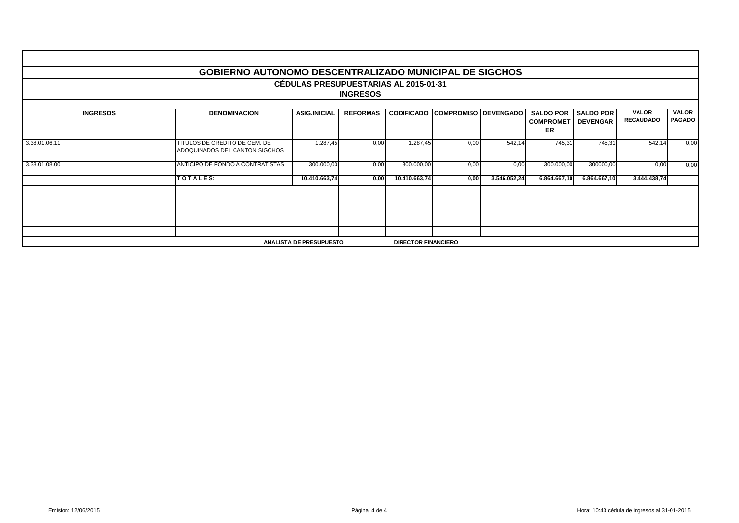## GOBIERNO AUTONOMO DESCENTRALIZADO MUNICIPAL DE SIGCHOS

### CÉDULAS PRESUPUESTARIAS AL 2015-01-31

### INGRESOS

| INGRESOS | DENOMINACION | ASIG.INICIAL | REFORMAS | CODIFICADO | COMPROMISO | DEVENGADO | SALDO POR COMPROMETER | SALDO POR DEVENGAR | VALOR RECAUDADO | VALOR PAGADO |
|---|---|---|---|---|---|---|---|---|---|---|
| 3.38.01.06.11 | TITULOS DE CREDITO DE CEM. DE ADOQUINADOS DEL CANTON SIGCHOS | 1.287,45 | 0,00 | 1.287,45 | 0,00 | 542,14 | 745,31 | 745,31 | 542,14 | 0,00 |
| 3.38.01.08.00 | ANTICIPO DE FONDO A CONTRATISTAS | 300.000,00 | 0,00 | 300.000,00 | 0,00 | 0,00 | 300.000,00 | 300000,00 | 0,00 | 0,00 |
| | **T O T A L E S:** | **10.410.663,74** | **0,00** | **10.410.663,74** | **0,00** | **3.546.052,24** | **6.864.667,10** | **6.864.667,10** | **3.444.438,74** | |

**ANALISTA DE PRESUPUESTO** **DIRECTOR FINANCIERO**

Emision: 12/06/2015

Hora: 10:43 cédula de ingresos al 31-01-2015